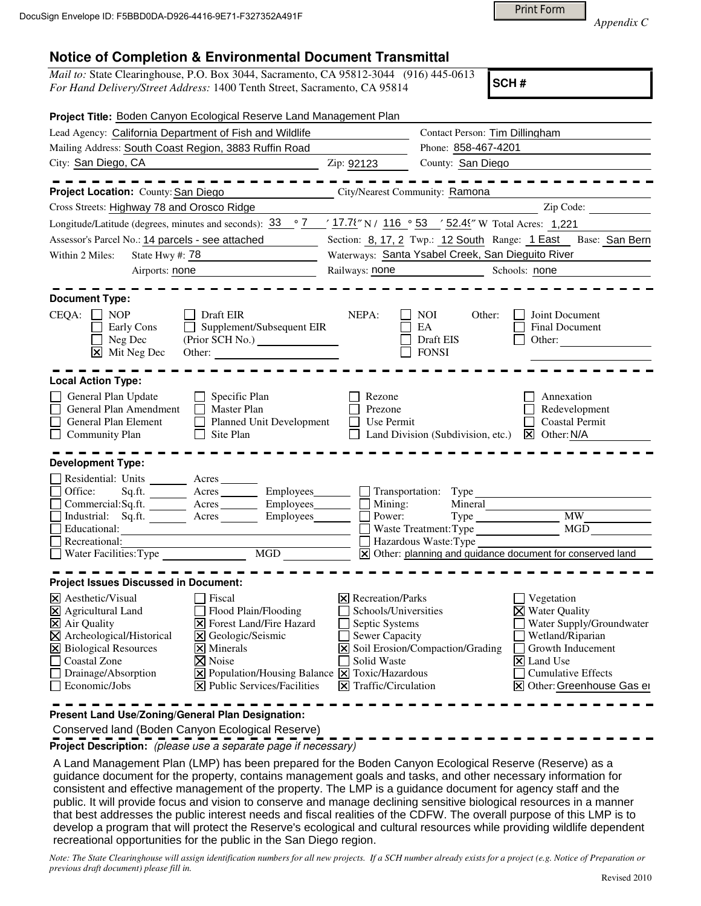DocuSign Envelope ID: F5BBD0DA-D926-4416-9E71-F327352A491F

*Appendix C*

# Notice of Completion & Environmental Document Transmittal

*Mail to:* State Clearinghouse, P.O. Box 3044, Sacramento, CA 95812-3044 (916) 445-0613
*For Hand Delivery/Street Address:* 1400 Tenth Street, Sacramento, CA 95814

**SCH #**

**Project Title:** Boden Canyon Ecological Reserve Land Management Plan

Lead Agency: California Department of Fish and Wildlife — Contact Person: Tim Dillingham
Mailing Address: South Coast Region, 3883 Ruffin Road — Phone: 858-467-4201
City: San Diego, CA — Zip: 92123 — County: San Diego

---

**Project Location:** County: San Diego — City/Nearest Community: Ramona
Cross Streets: Highway 78 and Orosco Ridge — Zip Code:
Longitude/Latitude (degrees, minutes and seconds): 33 ° 7 ′ 17.78″ N / 116 ° 53 ′ 52.49″ W Total Acres: 1,221
Assessor's Parcel No.: 14 parcels - see attached — Section: 8, 17, 2 Twp.: 12 South Range: 1 East Base: San Bern
Within 2 Miles: State Hwy #: 78 — Waterways: Santa Ysabel Creek, San Dieguito River
Airports: none — Railways: none — Schools: none

---

**Document Type:**

CEQA:
- ☐ NOP
- ☐ Early Cons
- ☐ Neg Dec
- ☒ Mit Neg Dec
- ☐ Draft EIR
- ☐ Supplement/Subsequent EIR (Prior SCH No.)
- Other:

NEPA:
- ☐ NOI
- ☐ EA
- ☐ Draft EIS
- ☐ FONSI

Other:
- ☐ Joint Document
- ☐ Final Document
- ☐ Other:

---

**Local Action Type:**

- ☐ General Plan Update
- ☐ General Plan Amendment
- ☐ General Plan Element
- ☐ Community Plan
- ☐ Specific Plan
- ☐ Master Plan
- ☐ Planned Unit Development
- ☐ Site Plan
- ☐ Rezone
- ☐ Prezone
- ☐ Use Permit
- ☐ Land Division (Subdivision, etc.)
- ☐ Annexation
- ☐ Redevelopment
- ☐ Coastal Permit
- ☒ Other: N/A

---

**Development Type:**

- ☐ Residential: Units ___ Acres ___
- ☐ Office: Sq.ft. ___ Acres ___ Employees ___
- ☐ Commercial: Sq.ft. ___ Acres ___ Employees ___
- ☐ Industrial: Sq.ft. ___ Acres ___ Employees ___
- ☐ Educational:
- ☐ Recreational:
- ☐ Water Facilities: Type ___ MGD ___
- ☐ Transportation: Type
- ☐ Mining: Mineral
- ☐ Power: Type ___ MW
- ☐ Waste Treatment: Type ___ MGD
- ☐ Hazardous Waste: Type
- ☒ Other: planning and guidance document for conserved land

---

**Project Issues Discussed in Document:**

- ☒ Aesthetic/Visual
- ☒ Agricultural Land
- ☒ Air Quality
- ☒ Archeological/Historical
- ☒ Biological Resources
- ☐ Coastal Zone
- ☐ Drainage/Absorption
- ☐ Economic/Jobs
- ☐ Fiscal
- ☐ Flood Plain/Flooding
- ☒ Forest Land/Fire Hazard
- ☒ Geologic/Seismic
- ☒ Minerals
- ☒ Noise
- ☒ Population/Housing Balance
- ☒ Public Services/Facilities
- ☒ Recreation/Parks
- ☐ Schools/Universities
- ☐ Septic Systems
- ☐ Sewer Capacity
- ☒ Soil Erosion/Compaction/Grading
- ☐ Solid Waste
- ☒ Toxic/Hazardous
- ☒ Traffic/Circulation
- ☐ Vegetation
- ☒ Water Quality
- ☐ Water Supply/Groundwater
- ☐ Wetland/Riparian
- ☐ Growth Inducement
- ☒ Land Use
- ☐ Cumulative Effects
- ☒ Other: Greenhouse Gas e

---

**Present Land Use/Zoning/General Plan Designation:**

Conserved land (Boden Canyon Ecological Reserve)

**Project Description:** *(please use a separate page if necessary)*

A Land Management Plan (LMP) has been prepared for the Boden Canyon Ecological Reserve (Reserve) as a guidance document for the property, contains management goals and tasks, and other necessary information for consistent and effective management of the property. The LMP is a guidance document for agency staff and the public. It will provide focus and vision to conserve and manage declining sensitive biological resources in a manner that best addresses the public interest needs and fiscal realities of the CDFW. The overall purpose of this LMP is to develop a program that will protect the Reserve's ecological and cultural resources while providing wildlife dependent recreational opportunities for the public in the San Diego region.

*Note: The State Clearinghouse will assign identification numbers for all new projects. If a SCH number already exists for a project (e.g. Notice of Preparation or previous draft document) please fill in.*

Revised 2010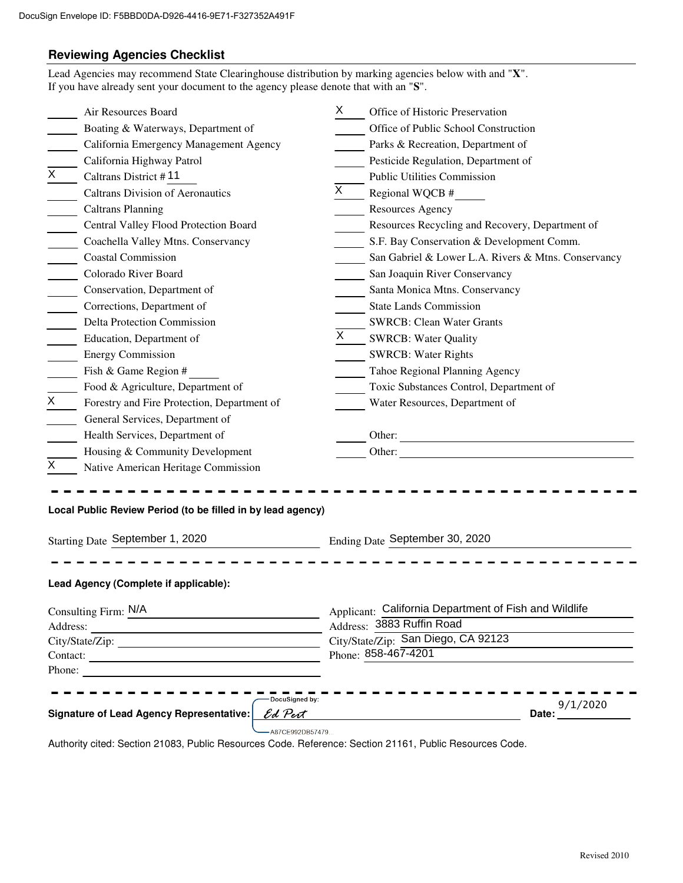DocuSign Envelope ID: F5BBD0DA-D926-4416-9E71-F327352A491F

## Reviewing Agencies Checklist

Lead Agencies may recommend State Clearinghouse distribution by marking agencies below with and "**X**".
If you have already sent your document to the agency please denote that with an "**S**".

| | | | |
|---|---|---|---|
| | Air Resources Board | X | Office of Historic Preservation |
| | Boating & Waterways, Department of | | Office of Public School Construction |
| | California Emergency Management Agency | | Parks & Recreation, Department of |
| | California Highway Patrol | | Pesticide Regulation, Department of |
| X | Caltrans District # 11 | | Public Utilities Commission |
| | Caltrans Division of Aeronautics | X | Regional WQCB # |
| | Caltrans Planning | | Resources Agency |
| | Central Valley Flood Protection Board | | Resources Recycling and Recovery, Department of |
| | Coachella Valley Mtns. Conservancy | | S.F. Bay Conservation & Development Comm. |
| | Coastal Commission | | San Gabriel & Lower L.A. Rivers & Mtns. Conservancy |
| | Colorado River Board | | San Joaquin River Conservancy |
| | Conservation, Department of | | Santa Monica Mtns. Conservancy |
| | Corrections, Department of | | State Lands Commission |
| | Delta Protection Commission | | SWRCB: Clean Water Grants |
| | Education, Department of | X | SWRCB: Water Quality |
| | Energy Commission | | SWRCB: Water Rights |
| | Fish & Game Region # | | Tahoe Regional Planning Agency |
| | Food & Agriculture, Department of | | Toxic Substances Control, Department of |
| X | Forestry and Fire Protection, Department of | | Water Resources, Department of |
| | General Services, Department of | | |
| | Health Services, Department of | | Other: |
| | Housing & Community Development | | Other: |
| X | Native American Heritage Commission | | |

**Local Public Review Period (to be filled in by lead agency)**

Starting Date September 1, 2020 Ending Date September 30, 2020

**Lead Agency (Complete if applicable):**

Consulting Firm: N/A
Address:
City/State/Zip:
Contact:
Phone:

Applicant: California Department of Fish and Wildlife
Address: 3883 Ruffin Road
City/State/Zip: San Diego, CA 92123
Phone: 858-467-4201

**Signature of Lead Agency Representative:** DocuSigned by: Ed Pert A87CE992DB57479... **Date:** 9/1/2020

Authority cited: Section 21083, Public Resources Code. Reference: Section 21161, Public Resources Code.

Revised 2010